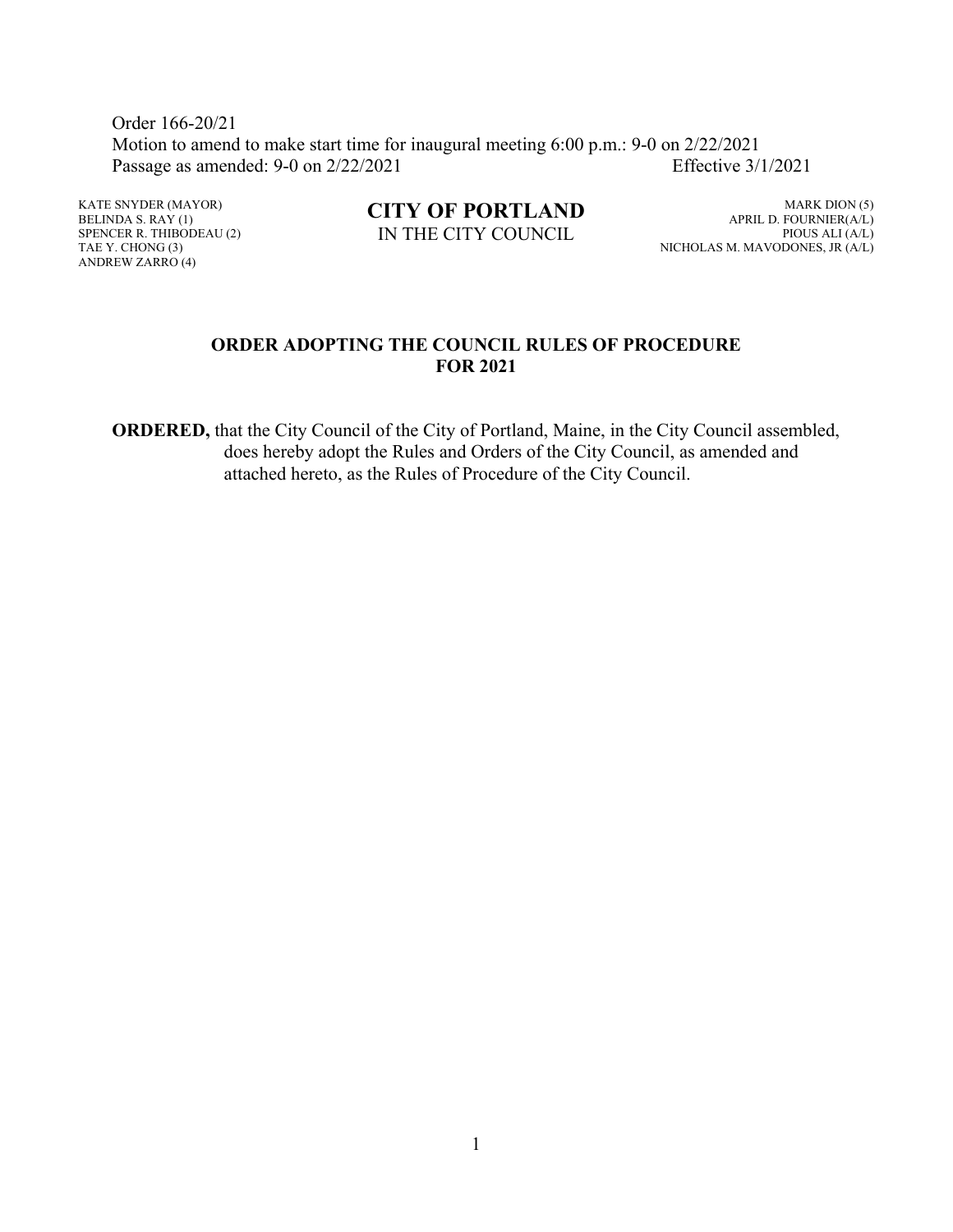Order 166-20/21
Motion to amend to make start time for inaugural meeting 6:00 p.m.: 9-0 on 2/22/2021
Passage as amended: 9-0 on 2/22/2021 Effective 3/1/2021

KATE SNYDER (MAYOR)
BELINDA S. RAY (1)
SPENCER R. THIBODEAU (2)
TAE Y. CHONG (3)
ANDREW ZARRO (4)

**CITY OF PORTLAND**
IN THE CITY COUNCIL

MARK DION (5)
APRIL D. FOURNIER(A/L)
PIOUS ALI (A/L)
NICHOLAS M. MAVODONES, JR (A/L)

## ORDER ADOPTING THE COUNCIL RULES OF PROCEDURE FOR 2021

**ORDERED,** that the City Council of the City of Portland, Maine, in the City Council assembled, does hereby adopt the Rules and Orders of the City Council, as amended and attached hereto, as the Rules of Procedure of the City Council.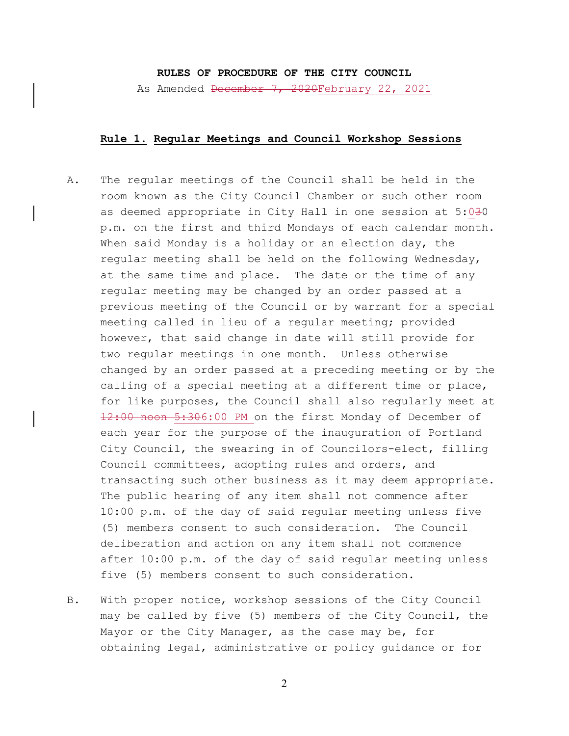**RULES OF PROCEDURE OF THE CITY COUNCIL**

As Amended ~~December 7, 2020~~February 22, 2021

## Rule 1. Regular Meetings and Council Workshop Sessions

A. The regular meetings of the Council shall be held in the room known as the City Council Chamber or such other room as deemed appropriate in City Hall in one session at 5:0~~3~~0 p.m. on the first and third Mondays of each calendar month. When said Monday is a holiday or an election day, the regular meeting shall be held on the following Wednesday, at the same time and place. The date or the time of any regular meeting may be changed by an order passed at a previous meeting of the Council or by warrant for a special meeting called in lieu of a regular meeting; provided however, that said change in date will still provide for two regular meetings in one month. Unless otherwise changed by an order passed at a preceding meeting or by the calling of a special meeting at a different time or place, for like purposes, the Council shall also regularly meet at ~~12:00 noon 5:30~~6:00 PM on the first Monday of December of each year for the purpose of the inauguration of Portland City Council, the swearing in of Councilors-elect, filling Council committees, adopting rules and orders, and transacting such other business as it may deem appropriate. The public hearing of any item shall not commence after 10:00 p.m. of the day of said regular meeting unless five (5) members consent to such consideration. The Council deliberation and action on any item shall not commence after 10:00 p.m. of the day of said regular meeting unless five (5) members consent to such consideration.

B. With proper notice, workshop sessions of the City Council may be called by five (5) members of the City Council, the Mayor or the City Manager, as the case may be, for obtaining legal, administrative or policy guidance or for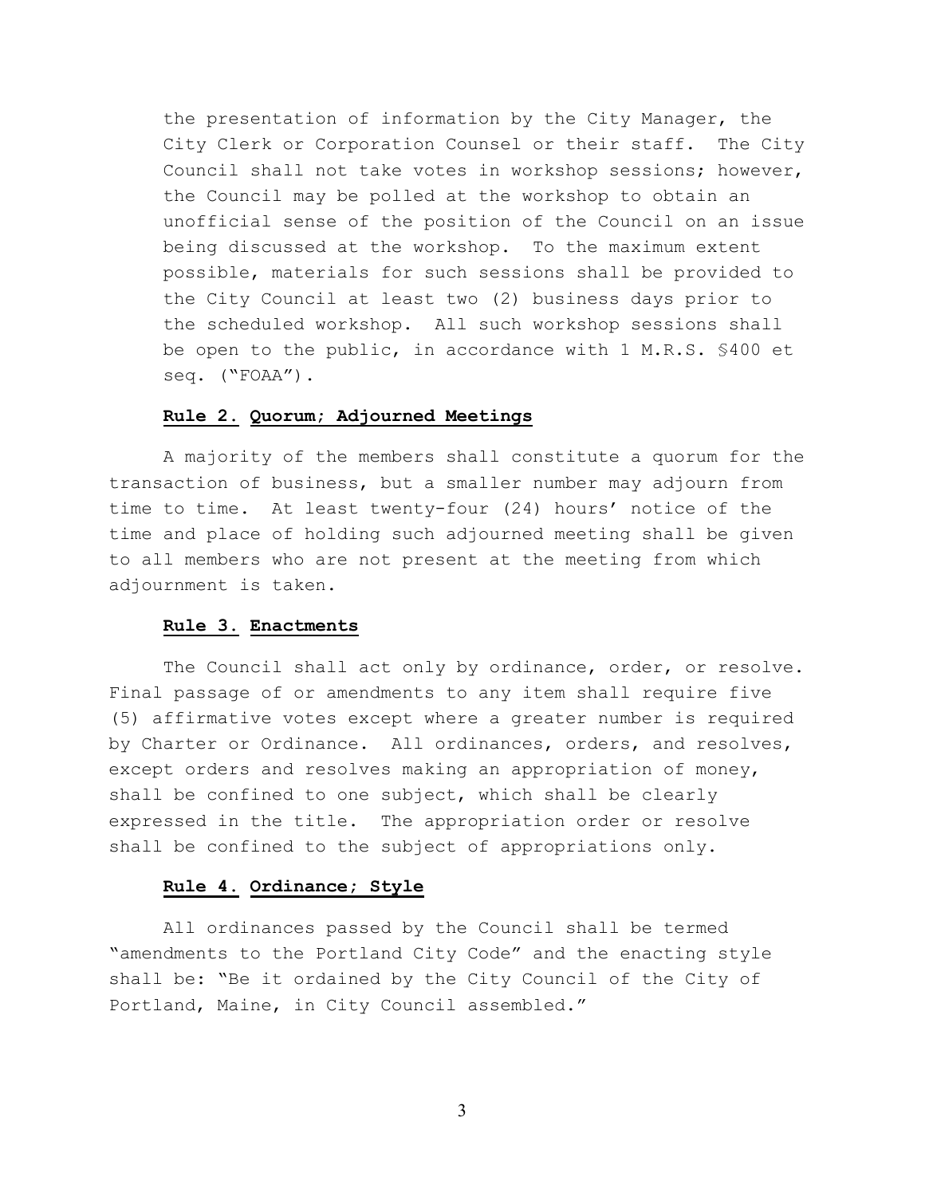the presentation of information by the City Manager, the City Clerk or Corporation Counsel or their staff. The City Council shall not take votes in workshop sessions; however, the Council may be polled at the workshop to obtain an unofficial sense of the position of the Council on an issue being discussed at the workshop. To the maximum extent possible, materials for such sessions shall be provided to the City Council at least two (2) business days prior to the scheduled workshop. All such workshop sessions shall be open to the public, in accordance with 1 M.R.S. §400 et seq. ("FOAA").

**Rule 2. Quorum; Adjourned Meetings**

A majority of the members shall constitute a quorum for the transaction of business, but a smaller number may adjourn from time to time. At least twenty-four (24) hours' notice of the time and place of holding such adjourned meeting shall be given to all members who are not present at the meeting from which adjournment is taken.

**Rule 3. Enactments**

The Council shall act only by ordinance, order, or resolve. Final passage of or amendments to any item shall require five (5) affirmative votes except where a greater number is required by Charter or Ordinance. All ordinances, orders, and resolves, except orders and resolves making an appropriation of money, shall be confined to one subject, which shall be clearly expressed in the title. The appropriation order or resolve shall be confined to the subject of appropriations only.

**Rule 4. Ordinance; Style**

All ordinances passed by the Council shall be termed "amendments to the Portland City Code" and the enacting style shall be: "Be it ordained by the City Council of the City of Portland, Maine, in City Council assembled."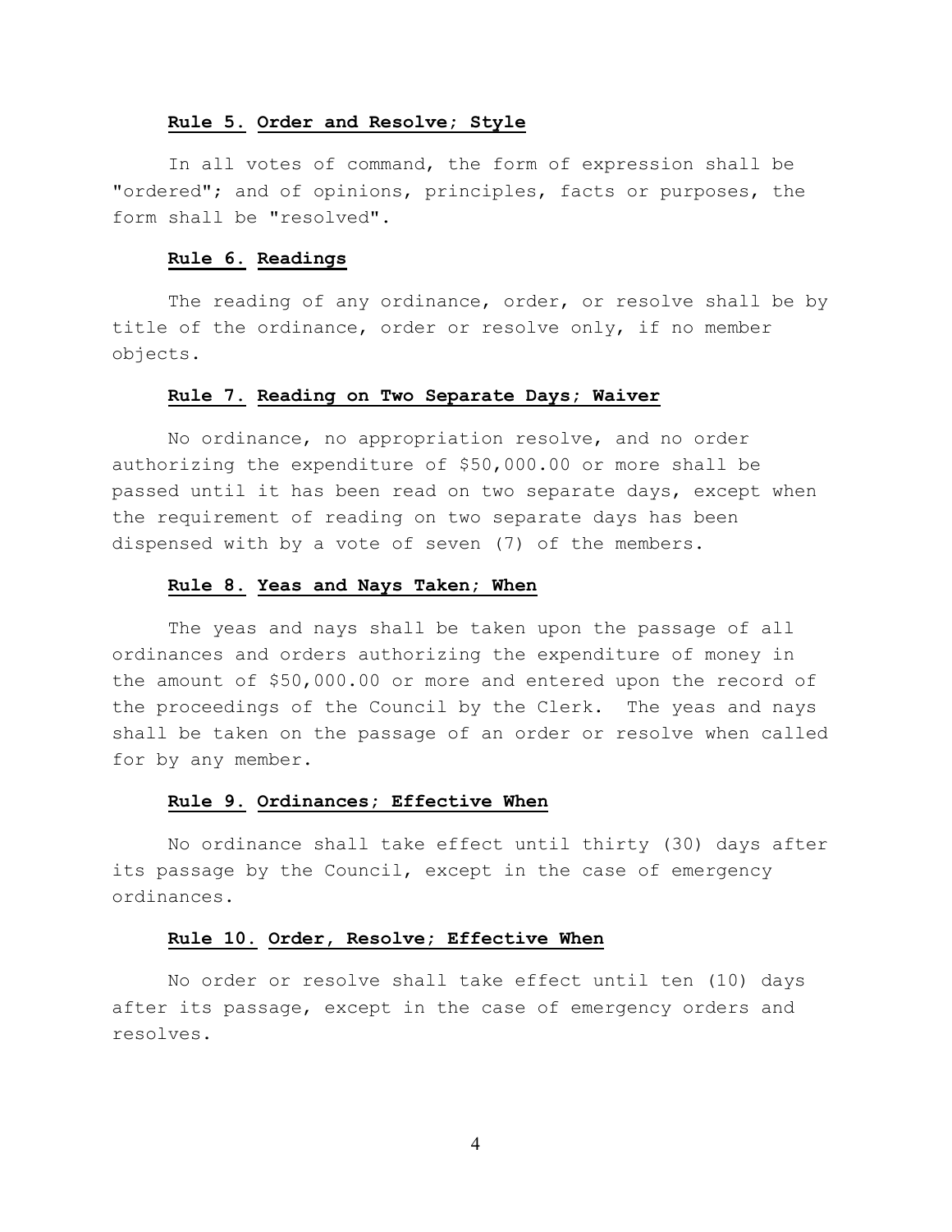**Rule 5. Order and Resolve; Style**

In all votes of command, the form of expression shall be "ordered"; and of opinions, principles, facts or purposes, the form shall be "resolved".

**Rule 6. Readings**

The reading of any ordinance, order, or resolve shall be by title of the ordinance, order or resolve only, if no member objects.

**Rule 7. Reading on Two Separate Days; Waiver**

No ordinance, no appropriation resolve, and no order authorizing the expenditure of $50,000.00 or more shall be passed until it has been read on two separate days, except when the requirement of reading on two separate days has been dispensed with by a vote of seven (7) of the members.

**Rule 8. Yeas and Nays Taken; When**

The yeas and nays shall be taken upon the passage of all ordinances and orders authorizing the expenditure of money in the amount of $50,000.00 or more and entered upon the record of the proceedings of the Council by the Clerk. The yeas and nays shall be taken on the passage of an order or resolve when called for by any member.

**Rule 9. Ordinances; Effective When**

No ordinance shall take effect until thirty (30) days after its passage by the Council, except in the case of emergency ordinances.

**Rule 10. Order, Resolve; Effective When**

No order or resolve shall take effect until ten (10) days after its passage, except in the case of emergency orders and resolves.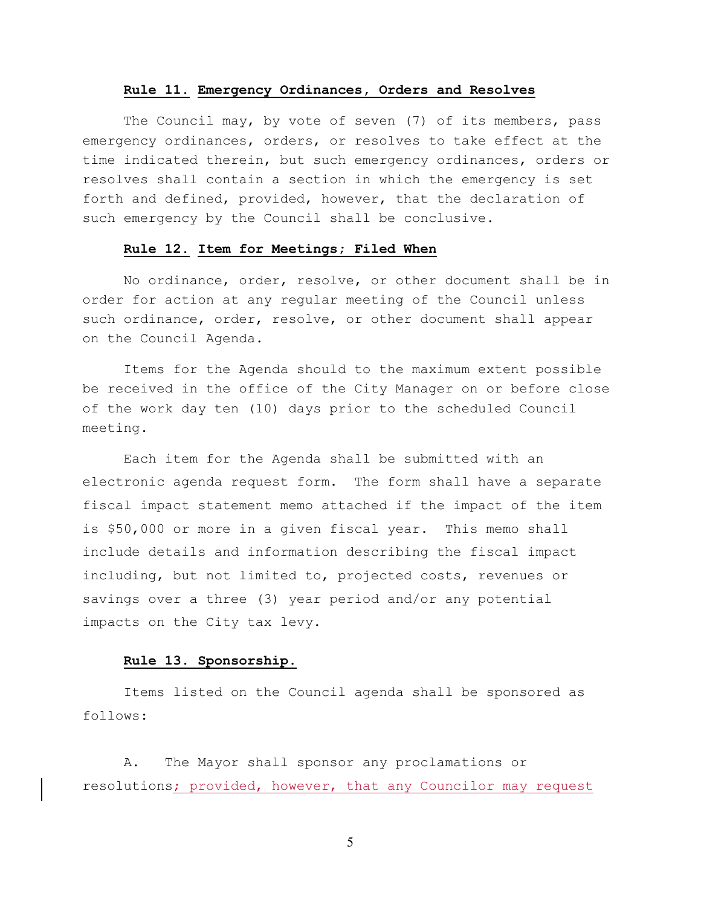**Rule 11. Emergency Ordinances, Orders and Resolves**

The Council may, by vote of seven (7) of its members, pass emergency ordinances, orders, or resolves to take effect at the time indicated therein, but such emergency ordinances, orders or resolves shall contain a section in which the emergency is set forth and defined, provided, however, that the declaration of such emergency by the Council shall be conclusive.

**Rule 12. Item for Meetings; Filed When**

No ordinance, order, resolve, or other document shall be in order for action at any regular meeting of the Council unless such ordinance, order, resolve, or other document shall appear on the Council Agenda.

Items for the Agenda should to the maximum extent possible be received in the office of the City Manager on or before close of the work day ten (10) days prior to the scheduled Council meeting.

Each item for the Agenda shall be submitted with an electronic agenda request form. The form shall have a separate fiscal impact statement memo attached if the impact of the item is $50,000 or more in a given fiscal year. This memo shall include details and information describing the fiscal impact including, but not limited to, projected costs, revenues or savings over a three (3) year period and/or any potential impacts on the City tax levy.

**Rule 13. Sponsorship.**

Items listed on the Council agenda shall be sponsored as follows:

A. The Mayor shall sponsor any proclamations or resolutions; provided, however, that any Councilor may request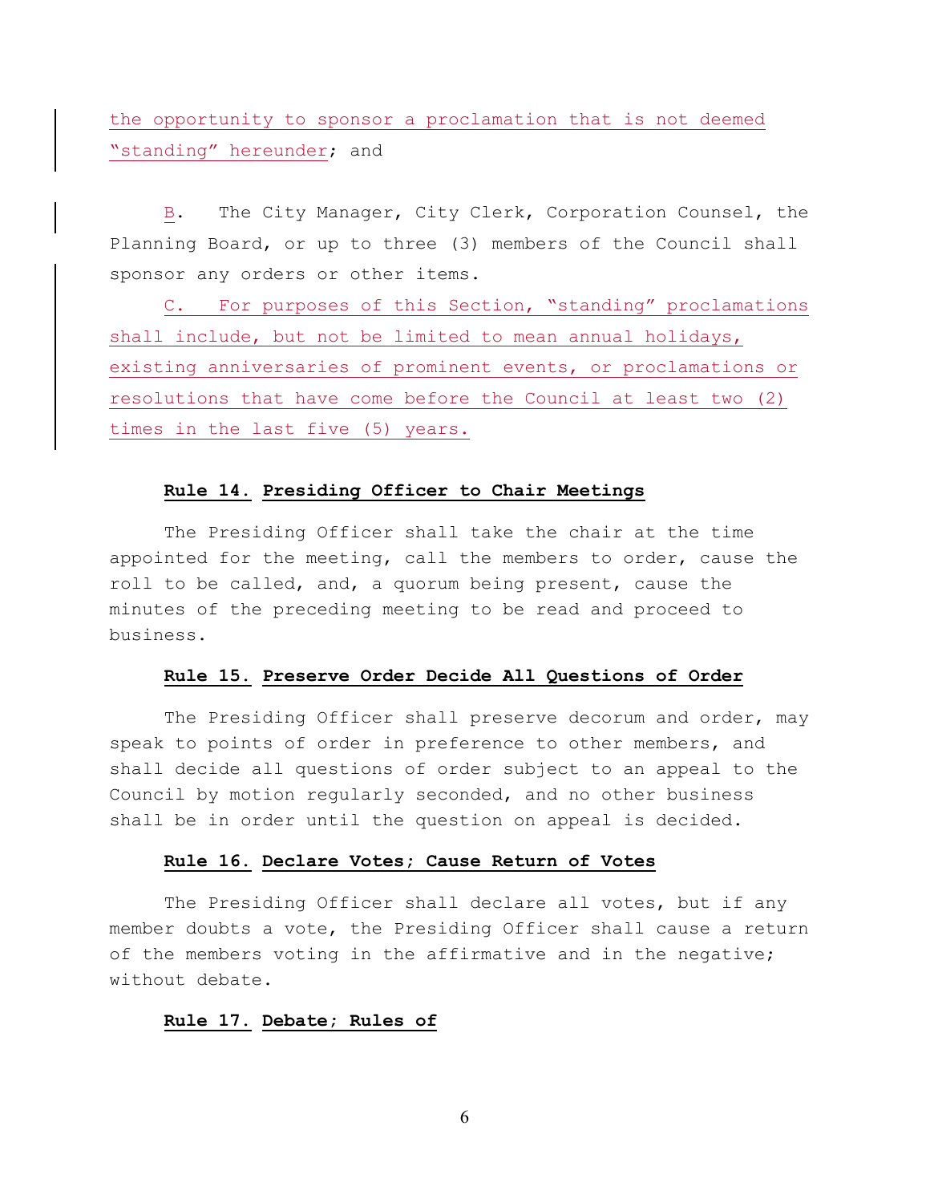the opportunity to sponsor a proclamation that is not deemed "standing" hereunder; and

B. The City Manager, City Clerk, Corporation Counsel, the Planning Board, or up to three (3) members of the Council shall sponsor any orders or other items.

C. For purposes of this Section, "standing" proclamations shall include, but not be limited to mean annual holidays, existing anniversaries of prominent events, or proclamations or resolutions that have come before the Council at least two (2) times in the last five (5) years.

**Rule 14. Presiding Officer to Chair Meetings**

The Presiding Officer shall take the chair at the time appointed for the meeting, call the members to order, cause the roll to be called, and, a quorum being present, cause the minutes of the preceding meeting to be read and proceed to business.

**Rule 15. Preserve Order Decide All Questions of Order**

The Presiding Officer shall preserve decorum and order, may speak to points of order in preference to other members, and shall decide all questions of order subject to an appeal to the Council by motion regularly seconded, and no other business shall be in order until the question on appeal is decided.

**Rule 16. Declare Votes; Cause Return of Votes**

The Presiding Officer shall declare all votes, but if any member doubts a vote, the Presiding Officer shall cause a return of the members voting in the affirmative and in the negative; without debate.

**Rule 17. Debate; Rules of**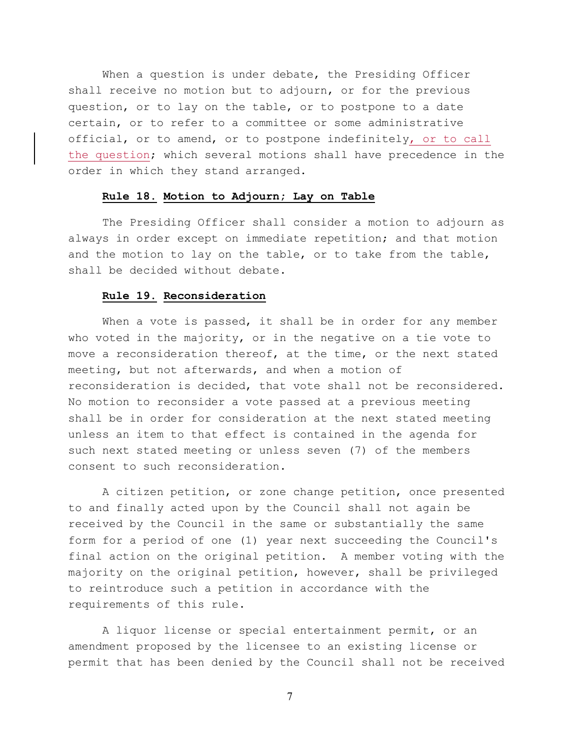When a question is under debate, the Presiding Officer shall receive no motion but to adjourn, or for the previous question, or to lay on the table, or to postpone to a date certain, or to refer to a committee or some administrative official, or to amend, or to postpone indefinitely, or to call the question; which several motions shall have precedence in the order in which they stand arranged.

**Rule 18. Motion to Adjourn; Lay on Table**

The Presiding Officer shall consider a motion to adjourn as always in order except on immediate repetition; and that motion and the motion to lay on the table, or to take from the table, shall be decided without debate.

**Rule 19. Reconsideration**

When a vote is passed, it shall be in order for any member who voted in the majority, or in the negative on a tie vote to move a reconsideration thereof, at the time, or the next stated meeting, but not afterwards, and when a motion of reconsideration is decided, that vote shall not be reconsidered. No motion to reconsider a vote passed at a previous meeting shall be in order for consideration at the next stated meeting unless an item to that effect is contained in the agenda for such next stated meeting or unless seven (7) of the members consent to such reconsideration.

A citizen petition, or zone change petition, once presented to and finally acted upon by the Council shall not again be received by the Council in the same or substantially the same form for a period of one (1) year next succeeding the Council's final action on the original petition. A member voting with the majority on the original petition, however, shall be privileged to reintroduce such a petition in accordance with the requirements of this rule.

A liquor license or special entertainment permit, or an amendment proposed by the licensee to an existing license or permit that has been denied by the Council shall not be received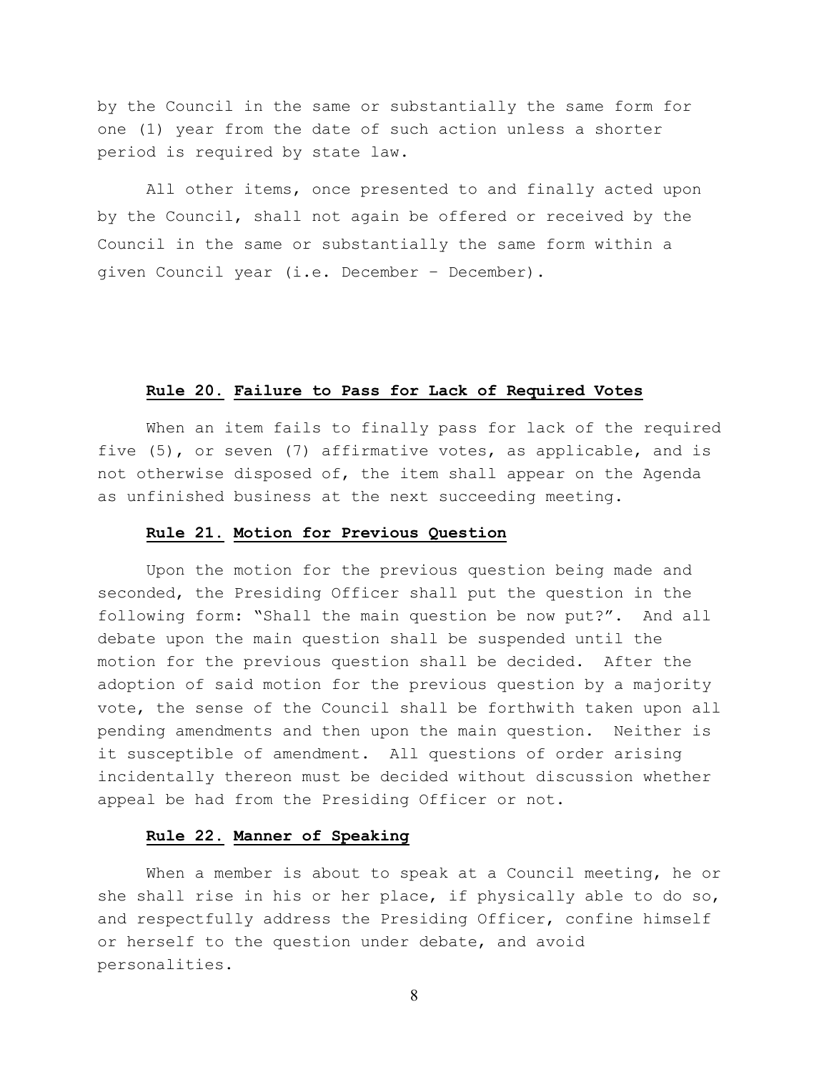by the Council in the same or substantially the same form for one (1) year from the date of such action unless a shorter period is required by state law.

All other items, once presented to and finally acted upon by the Council, shall not again be offered or received by the Council in the same or substantially the same form within a given Council year (i.e. December – December).

### **Rule 20. Failure to Pass for Lack of Required Votes**

When an item fails to finally pass for lack of the required five (5), or seven (7) affirmative votes, as applicable, and is not otherwise disposed of, the item shall appear on the Agenda as unfinished business at the next succeeding meeting.

### **Rule 21. Motion for Previous Question**

Upon the motion for the previous question being made and seconded, the Presiding Officer shall put the question in the following form: "Shall the main question be now put?". And all debate upon the main question shall be suspended until the motion for the previous question shall be decided. After the adoption of said motion for the previous question by a majority vote, the sense of the Council shall be forthwith taken upon all pending amendments and then upon the main question. Neither is it susceptible of amendment. All questions of order arising incidentally thereon must be decided without discussion whether appeal be had from the Presiding Officer or not.

### **Rule 22. Manner of Speaking**

When a member is about to speak at a Council meeting, he or she shall rise in his or her place, if physically able to do so, and respectfully address the Presiding Officer, confine himself or herself to the question under debate, and avoid personalities.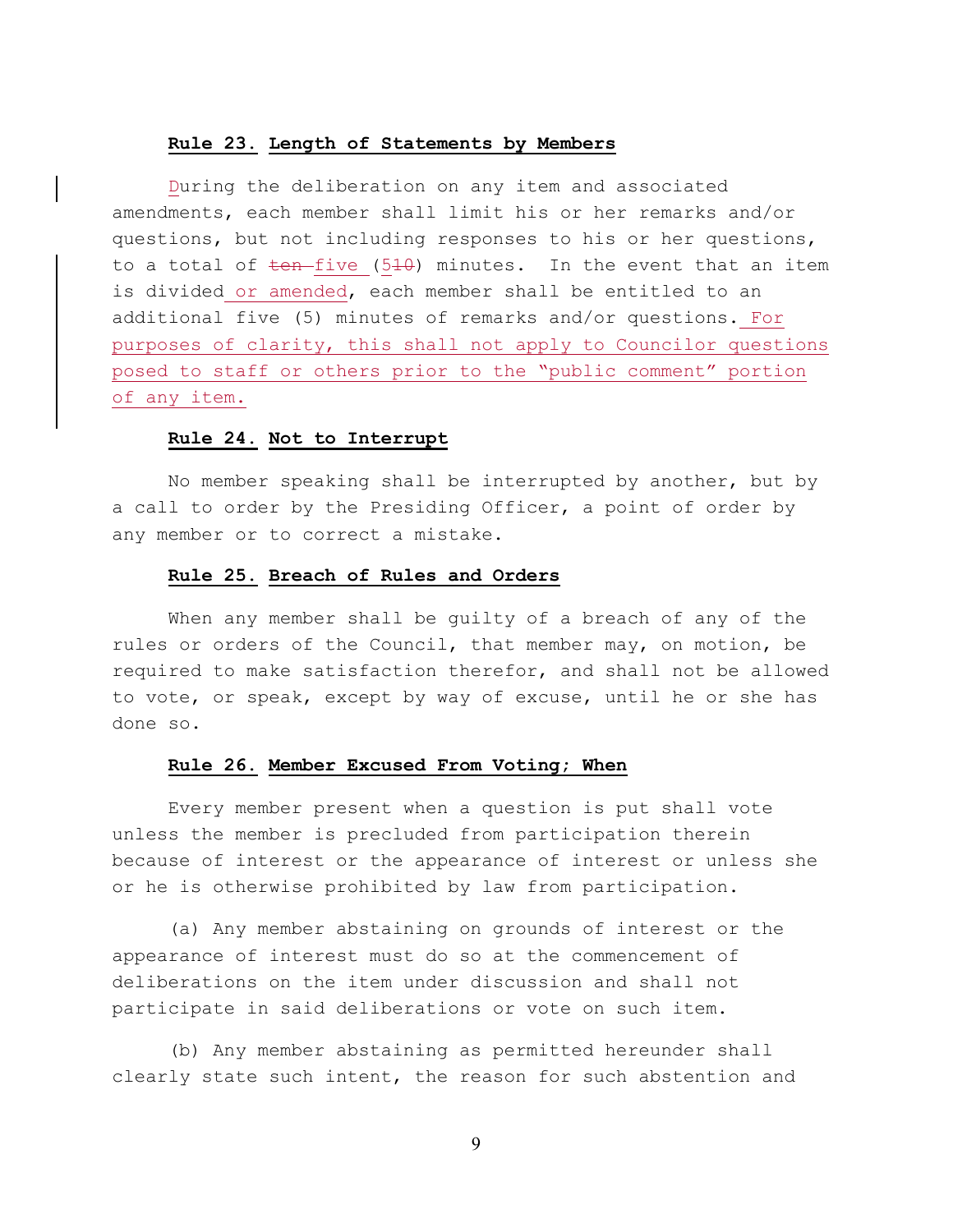**Rule 23. Length of Statements by Members**

During the deliberation on any item and associated amendments, each member shall limit his or her remarks and/or questions, but not including responses to his or her questions, to a total of ~~ten~~ five (5~~10~~) minutes. In the event that an item is divided or amended, each member shall be entitled to an additional five (5) minutes of remarks and/or questions. For purposes of clarity, this shall not apply to Councilor questions posed to staff or others prior to the "public comment" portion of any item.

**Rule 24. Not to Interrupt**

No member speaking shall be interrupted by another, but by a call to order by the Presiding Officer, a point of order by any member or to correct a mistake.

**Rule 25. Breach of Rules and Orders**

When any member shall be guilty of a breach of any of the rules or orders of the Council, that member may, on motion, be required to make satisfaction therefor, and shall not be allowed to vote, or speak, except by way of excuse, until he or she has done so.

**Rule 26. Member Excused From Voting; When**

Every member present when a question is put shall vote unless the member is precluded from participation therein because of interest or the appearance of interest or unless she or he is otherwise prohibited by law from participation.

(a) Any member abstaining on grounds of interest or the appearance of interest must do so at the commencement of deliberations on the item under discussion and shall not participate in said deliberations or vote on such item.

(b) Any member abstaining as permitted hereunder shall clearly state such intent, the reason for such abstention and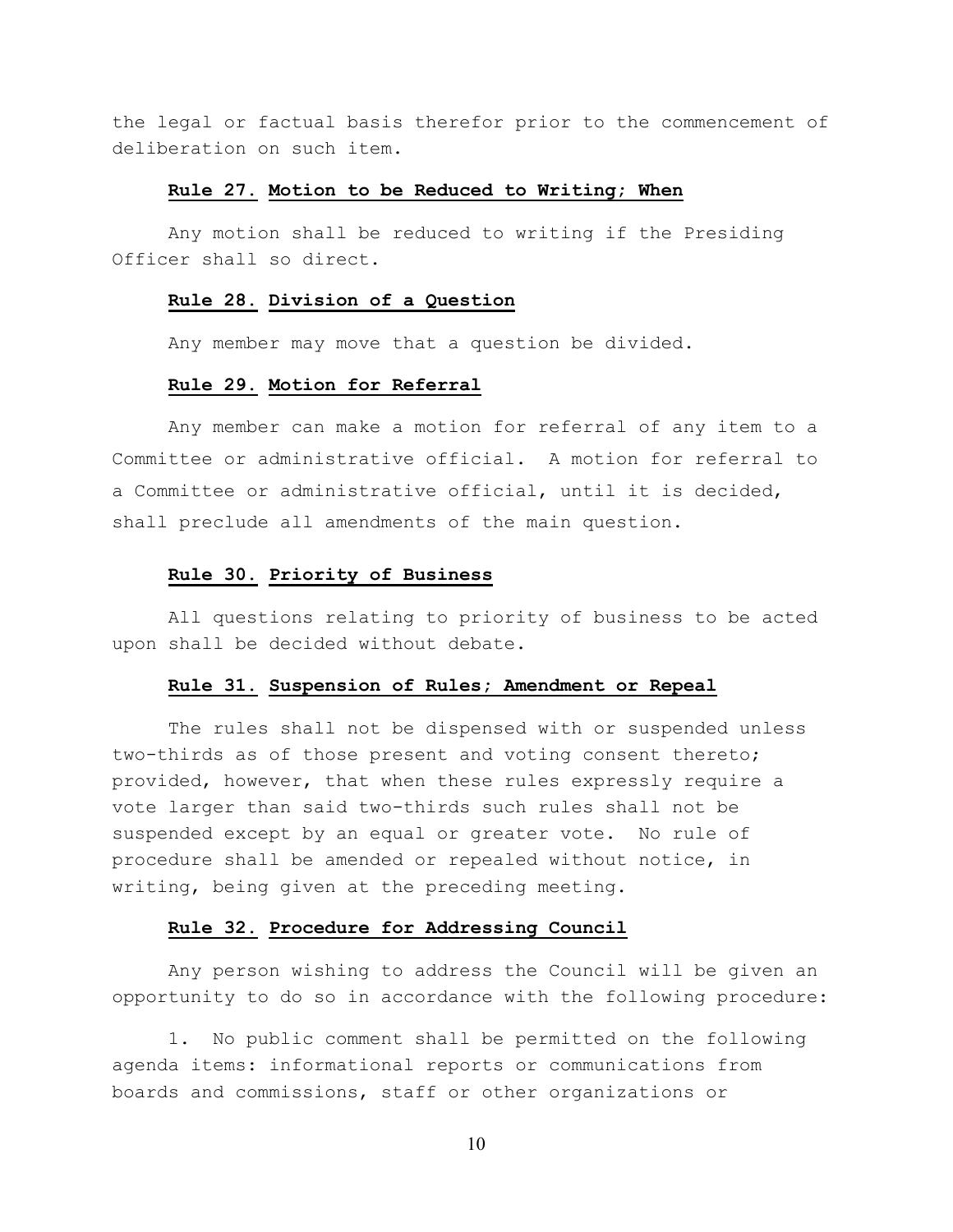the legal or factual basis therefor prior to the commencement of deliberation on such item.

**Rule 27. Motion to be Reduced to Writing; When**

Any motion shall be reduced to writing if the Presiding Officer shall so direct.

**Rule 28. Division of a Question**

Any member may move that a question be divided.

**Rule 29. Motion for Referral**

Any member can make a motion for referral of any item to a Committee or administrative official. A motion for referral to a Committee or administrative official, until it is decided, shall preclude all amendments of the main question.

**Rule 30. Priority of Business**

All questions relating to priority of business to be acted upon shall be decided without debate.

**Rule 31. Suspension of Rules; Amendment or Repeal**

The rules shall not be dispensed with or suspended unless two-thirds as of those present and voting consent thereto; provided, however, that when these rules expressly require a vote larger than said two-thirds such rules shall not be suspended except by an equal or greater vote. No rule of procedure shall be amended or repealed without notice, in writing, being given at the preceding meeting.

**Rule 32. Procedure for Addressing Council**

Any person wishing to address the Council will be given an opportunity to do so in accordance with the following procedure:

1. No public comment shall be permitted on the following agenda items: informational reports or communications from boards and commissions, staff or other organizations or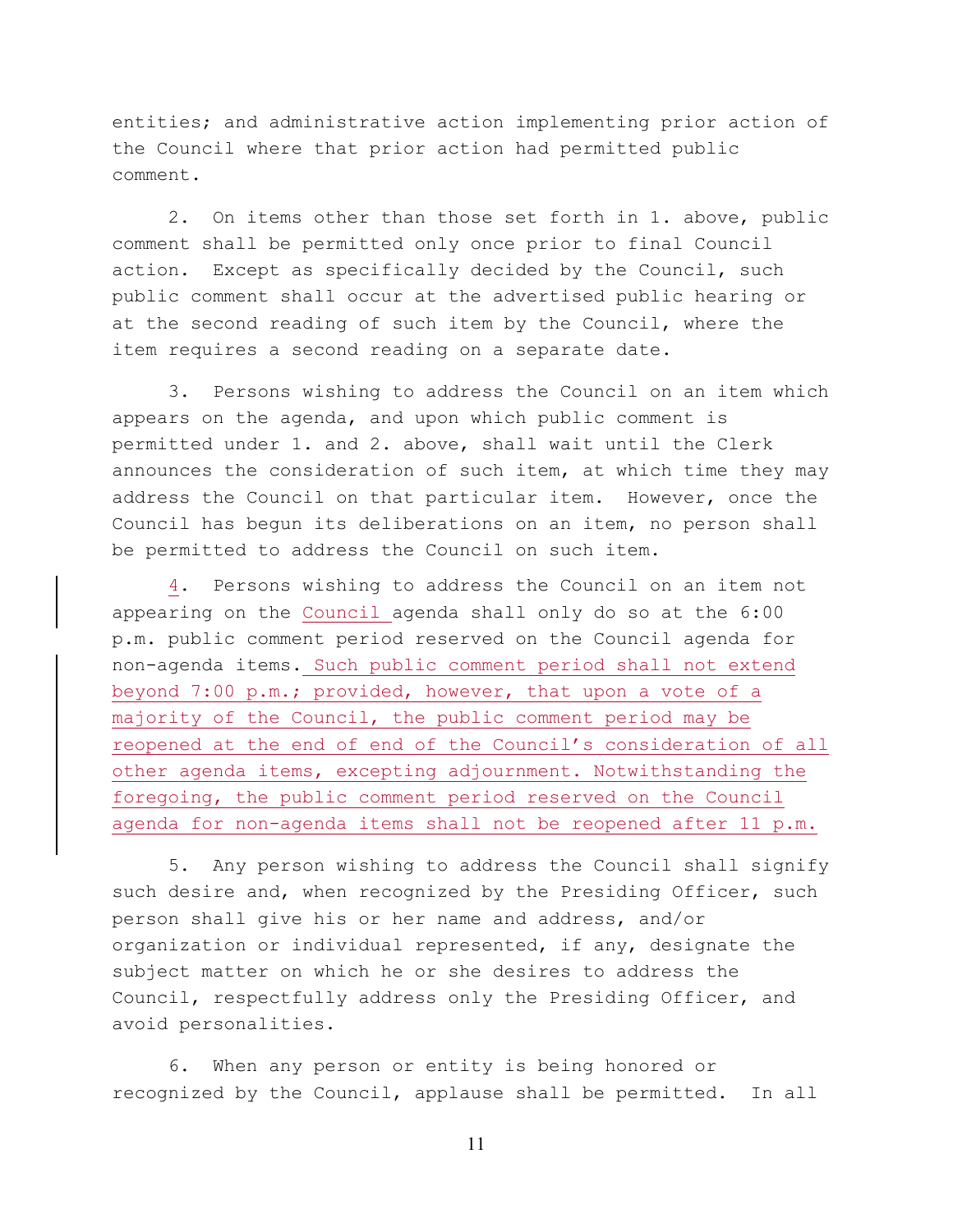entities; and administrative action implementing prior action of the Council where that prior action had permitted public comment.

2. On items other than those set forth in 1. above, public comment shall be permitted only once prior to final Council action. Except as specifically decided by the Council, such public comment shall occur at the advertised public hearing or at the second reading of such item by the Council, where the item requires a second reading on a separate date.

3. Persons wishing to address the Council on an item which appears on the agenda, and upon which public comment is permitted under 1. and 2. above, shall wait until the Clerk announces the consideration of such item, at which time they may address the Council on that particular item. However, once the Council has begun its deliberations on an item, no person shall be permitted to address the Council on such item.

4. Persons wishing to address the Council on an item not appearing on the Council agenda shall only do so at the 6:00 p.m. public comment period reserved on the Council agenda for non-agenda items. Such public comment period shall not extend beyond 7:00 p.m.; provided, however, that upon a vote of a majority of the Council, the public comment period may be reopened at the end of end of the Council's consideration of all other agenda items, excepting adjournment. Notwithstanding the foregoing, the public comment period reserved on the Council agenda for non-agenda items shall not be reopened after 11 p.m.

5. Any person wishing to address the Council shall signify such desire and, when recognized by the Presiding Officer, such person shall give his or her name and address, and/or organization or individual represented, if any, designate the subject matter on which he or she desires to address the Council, respectfully address only the Presiding Officer, and avoid personalities.

6. When any person or entity is being honored or recognized by the Council, applause shall be permitted. In all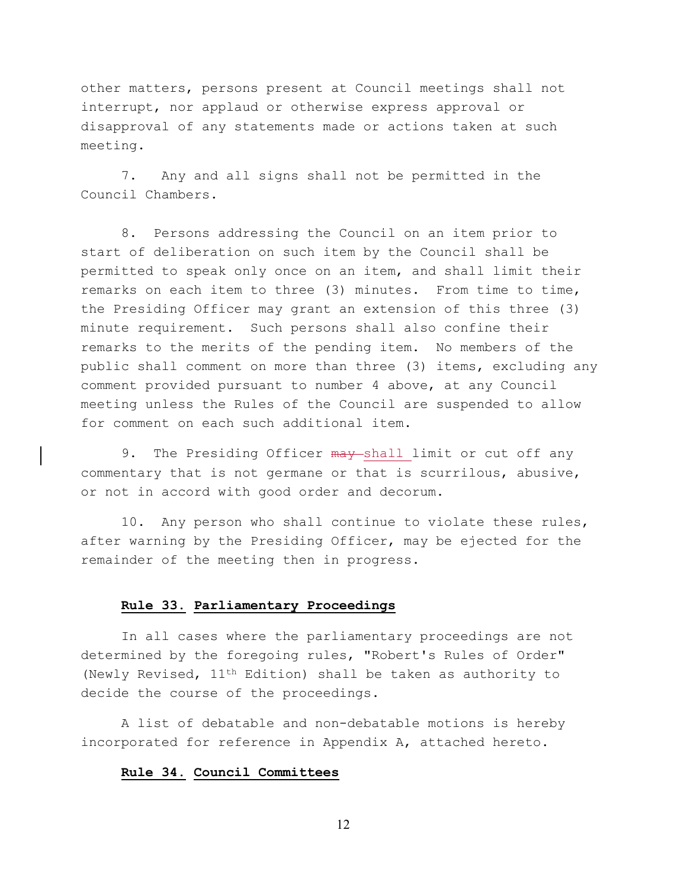other matters, persons present at Council meetings shall not interrupt, nor applaud or otherwise express approval or disapproval of any statements made or actions taken at such meeting.

7. Any and all signs shall not be permitted in the Council Chambers.

8. Persons addressing the Council on an item prior to start of deliberation on such item by the Council shall be permitted to speak only once on an item, and shall limit their remarks on each item to three (3) minutes. From time to time, the Presiding Officer may grant an extension of this three (3) minute requirement. Such persons shall also confine their remarks to the merits of the pending item. No members of the public shall comment on more than three (3) items, excluding any comment provided pursuant to number 4 above, at any Council meeting unless the Rules of the Council are suspended to allow for comment on each such additional item.

9. The Presiding Officer ~~may~~ shall limit or cut off any commentary that is not germane or that is scurrilous, abusive, or not in accord with good order and decorum.

10. Any person who shall continue to violate these rules, after warning by the Presiding Officer, may be ejected for the remainder of the meeting then in progress.

**Rule 33. Parliamentary Proceedings**

In all cases where the parliamentary proceedings are not determined by the foregoing rules, "Robert's Rules of Order" (Newly Revised, 11th Edition) shall be taken as authority to decide the course of the proceedings.

A list of debatable and non-debatable motions is hereby incorporated for reference in Appendix A, attached hereto.

**Rule 34. Council Committees**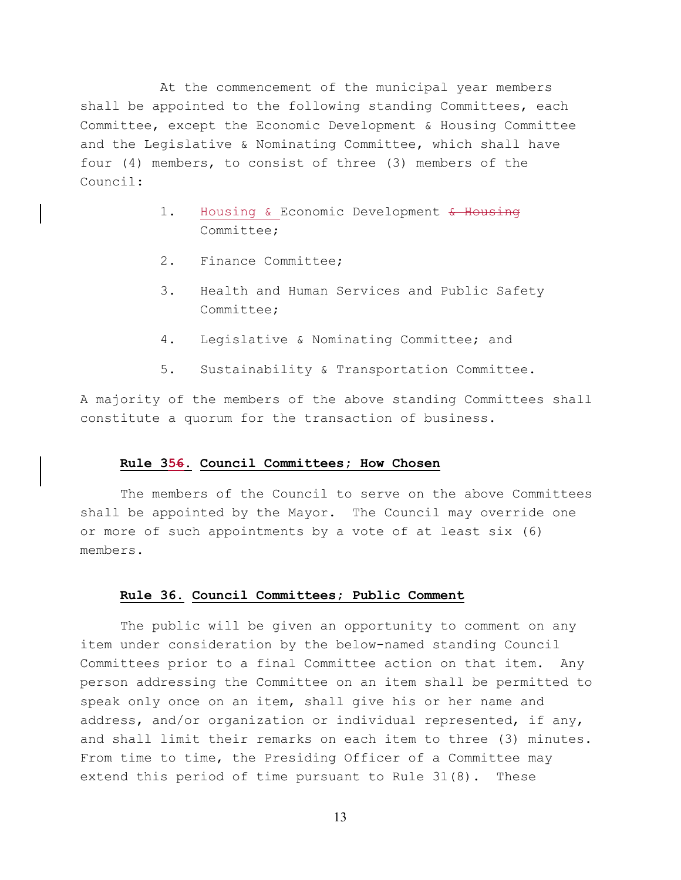At the commencement of the municipal year members shall be appointed to the following standing Committees, each Committee, except the Economic Development & Housing Committee and the Legislative & Nominating Committee, which shall have four (4) members, to consist of three (3) members of the Council:

1. Housing & Economic Development ~~& Housing~~ Committee;
2. Finance Committee;
3. Health and Human Services and Public Safety Committee;
4. Legislative & Nominating Committee; and
5. Sustainability & Transportation Committee.

A majority of the members of the above standing Committees shall constitute a quorum for the transaction of business.

**Rule 35~~6~~. Council Committees; How Chosen**

The members of the Council to serve on the above Committees shall be appointed by the Mayor. The Council may override one or more of such appointments by a vote of at least six (6) members.

**Rule 36. Council Committees; Public Comment**

The public will be given an opportunity to comment on any item under consideration by the below-named standing Council Committees prior to a final Committee action on that item. Any person addressing the Committee on an item shall be permitted to speak only once on an item, shall give his or her name and address, and/or organization or individual represented, if any, and shall limit their remarks on each item to three (3) minutes. From time to time, the Presiding Officer of a Committee may extend this period of time pursuant to Rule 31(8). These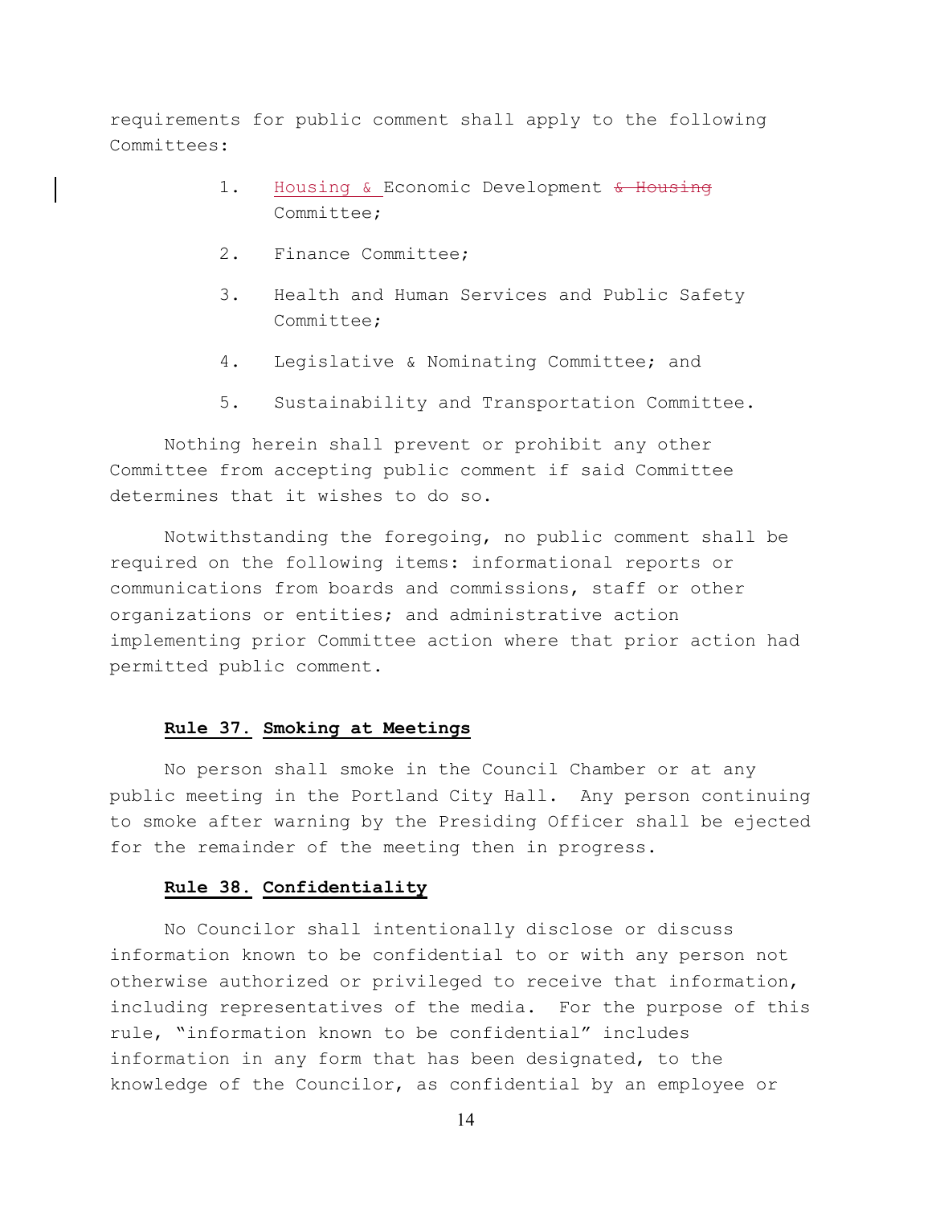requirements for public comment shall apply to the following Committees:

1. Housing & Economic Development ~~& Housing~~ Committee;

2. Finance Committee;

3. Health and Human Services and Public Safety Committee;

4. Legislative & Nominating Committee; and

5. Sustainability and Transportation Committee.

Nothing herein shall prevent or prohibit any other Committee from accepting public comment if said Committee determines that it wishes to do so.

Notwithstanding the foregoing, no public comment shall be required on the following items: informational reports or communications from boards and commissions, staff or other organizations or entities; and administrative action implementing prior Committee action where that prior action had permitted public comment.

**Rule 37. Smoking at Meetings**

No person shall smoke in the Council Chamber or at any public meeting in the Portland City Hall. Any person continuing to smoke after warning by the Presiding Officer shall be ejected for the remainder of the meeting then in progress.

**Rule 38. Confidentiality**

No Councilor shall intentionally disclose or discuss information known to be confidential to or with any person not otherwise authorized or privileged to receive that information, including representatives of the media. For the purpose of this rule, "information known to be confidential" includes information in any form that has been designated, to the knowledge of the Councilor, as confidential by an employee or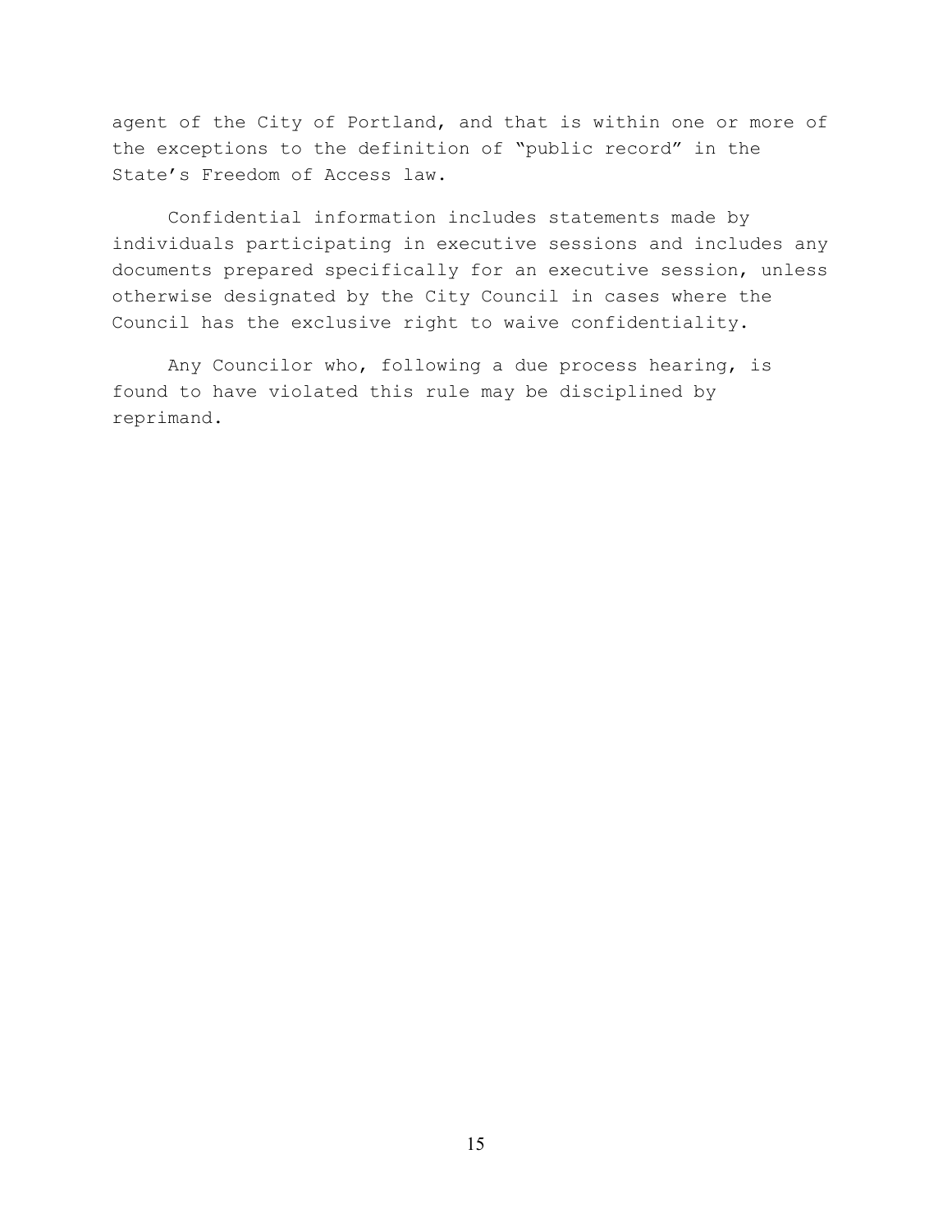agent of the City of Portland, and that is within one or more of the exceptions to the definition of "public record" in the State's Freedom of Access law.

Confidential information includes statements made by individuals participating in executive sessions and includes any documents prepared specifically for an executive session, unless otherwise designated by the City Council in cases where the Council has the exclusive right to waive confidentiality.

Any Councilor who, following a due process hearing, is found to have violated this rule may be disciplined by reprimand.